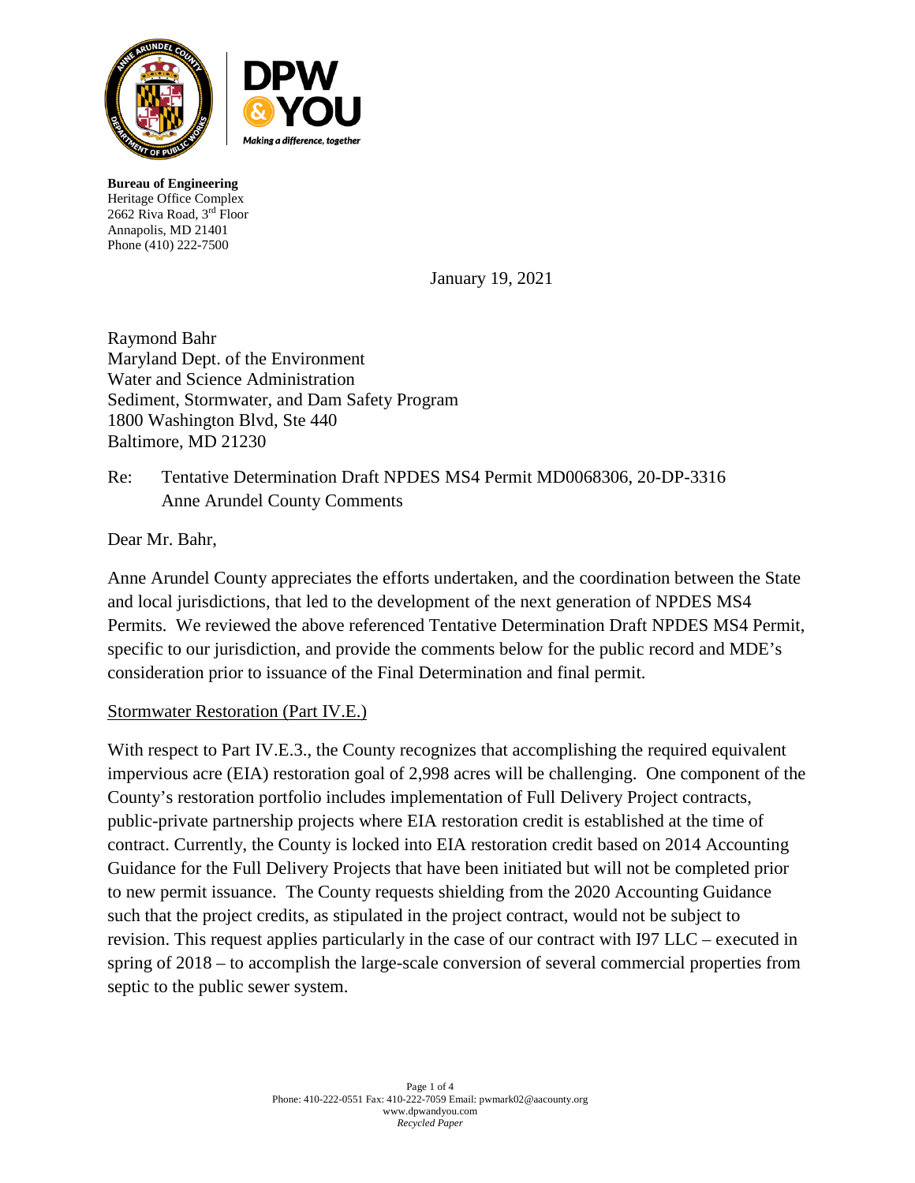**Bureau of Engineering**
Heritage Office Complex
2662 Riva Road, 3rd Floor
Annapolis, MD 21401
Phone (410) 222-7500

January 19, 2021

Raymond Bahr
Maryland Dept. of the Environment
Water and Science Administration
Sediment, Stormwater, and Dam Safety Program
1800 Washington Blvd, Ste 440
Baltimore, MD 21230

Re: Tentative Determination Draft NPDES MS4 Permit MD0068306, 20-DP-3316
Anne Arundel County Comments

Dear Mr. Bahr,

Anne Arundel County appreciates the efforts undertaken, and the coordination between the State and local jurisdictions, that led to the development of the next generation of NPDES MS4 Permits. We reviewed the above referenced Tentative Determination Draft NPDES MS4 Permit, specific to our jurisdiction, and provide the comments below for the public record and MDE's consideration prior to issuance of the Final Determination and final permit.

<u>Stormwater Restoration (Part IV.E.)</u>

With respect to Part IV.E.3., the County recognizes that accomplishing the required equivalent impervious acre (EIA) restoration goal of 2,998 acres will be challenging. One component of the County's restoration portfolio includes implementation of Full Delivery Project contracts, public-private partnership projects where EIA restoration credit is established at the time of contract. Currently, the County is locked into EIA restoration credit based on 2014 Accounting Guidance for the Full Delivery Projects that have been initiated but will not be completed prior to new permit issuance. The County requests shielding from the 2020 Accounting Guidance such that the project credits, as stipulated in the project contract, would not be subject to revision. This request applies particularly in the case of our contract with I97 LLC – executed in spring of 2018 – to accomplish the large-scale conversion of several commercial properties from septic to the public sewer system.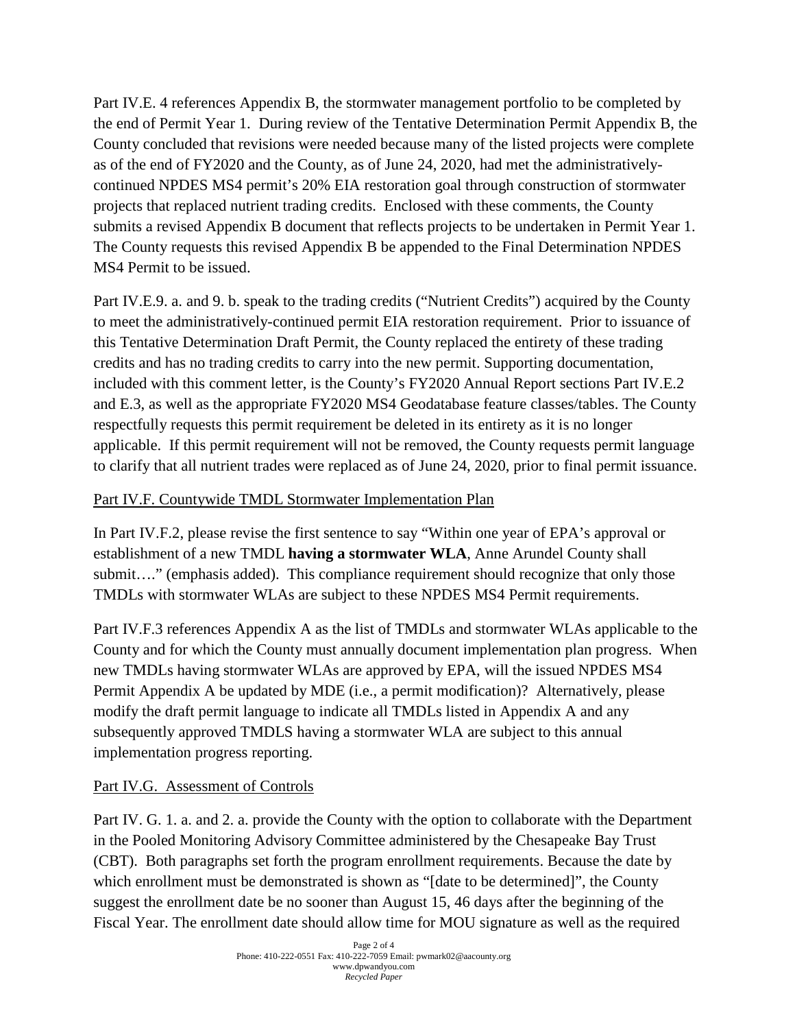Part IV.E. 4 references Appendix B, the stormwater management portfolio to be completed by the end of Permit Year 1. During review of the Tentative Determination Permit Appendix B, the County concluded that revisions were needed because many of the listed projects were complete as of the end of FY2020 and the County, as of June 24, 2020, had met the administratively-continued NPDES MS4 permit's 20% EIA restoration goal through construction of stormwater projects that replaced nutrient trading credits. Enclosed with these comments, the County submits a revised Appendix B document that reflects projects to be undertaken in Permit Year 1. The County requests this revised Appendix B be appended to the Final Determination NPDES MS4 Permit to be issued.

Part IV.E.9. a. and 9. b. speak to the trading credits ("Nutrient Credits") acquired by the County to meet the administratively-continued permit EIA restoration requirement. Prior to issuance of this Tentative Determination Draft Permit, the County replaced the entirety of these trading credits and has no trading credits to carry into the new permit. Supporting documentation, included with this comment letter, is the County's FY2020 Annual Report sections Part IV.E.2 and E.3, as well as the appropriate FY2020 MS4 Geodatabase feature classes/tables. The County respectfully requests this permit requirement be deleted in its entirety as it is no longer applicable. If this permit requirement will not be removed, the County requests permit language to clarify that all nutrient trades were replaced as of June 24, 2020, prior to final permit issuance.

<u>Part IV.F. Countywide TMDL Stormwater Implementation Plan</u>

In Part IV.F.2, please revise the first sentence to say "Within one year of EPA's approval or establishment of a new TMDL **having a stormwater WLA**, Anne Arundel County shall submit…." (emphasis added). This compliance requirement should recognize that only those TMDLs with stormwater WLAs are subject to these NPDES MS4 Permit requirements.

Part IV.F.3 references Appendix A as the list of TMDLs and stormwater WLAs applicable to the County and for which the County must annually document implementation plan progress. When new TMDLs having stormwater WLAs are approved by EPA, will the issued NPDES MS4 Permit Appendix A be updated by MDE (i.e., a permit modification)? Alternatively, please modify the draft permit language to indicate all TMDLs listed in Appendix A and any subsequently approved TMDLS having a stormwater WLA are subject to this annual implementation progress reporting.

<u>Part IV.G. Assessment of Controls</u>

Part IV. G. 1. a. and 2. a. provide the County with the option to collaborate with the Department in the Pooled Monitoring Advisory Committee administered by the Chesapeake Bay Trust (CBT). Both paragraphs set forth the program enrollment requirements. Because the date by which enrollment must be demonstrated is shown as "[date to be determined]", the County suggest the enrollment date be no sooner than August 15, 46 days after the beginning of the Fiscal Year. The enrollment date should allow time for MOU signature as well as the required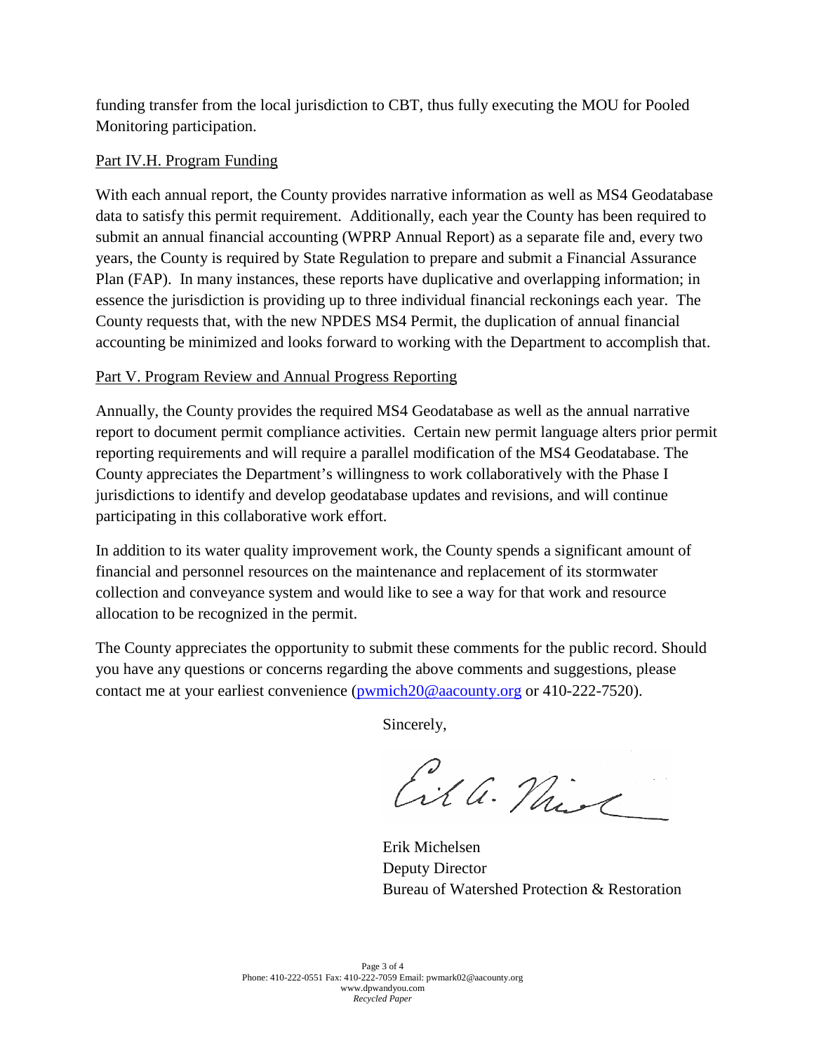funding transfer from the local jurisdiction to CBT, thus fully executing the MOU for Pooled Monitoring participation.

Part IV.H. Program Funding

With each annual report, the County provides narrative information as well as MS4 Geodatabase data to satisfy this permit requirement. Additionally, each year the County has been required to submit an annual financial accounting (WPRP Annual Report) as a separate file and, every two years, the County is required by State Regulation to prepare and submit a Financial Assurance Plan (FAP). In many instances, these reports have duplicative and overlapping information; in essence the jurisdiction is providing up to three individual financial reckonings each year. The County requests that, with the new NPDES MS4 Permit, the duplication of annual financial accounting be minimized and looks forward to working with the Department to accomplish that.

Part V. Program Review and Annual Progress Reporting

Annually, the County provides the required MS4 Geodatabase as well as the annual narrative report to document permit compliance activities. Certain new permit language alters prior permit reporting requirements and will require a parallel modification of the MS4 Geodatabase. The County appreciates the Department's willingness to work collaboratively with the Phase I jurisdictions to identify and develop geodatabase updates and revisions, and will continue participating in this collaborative work effort.

In addition to its water quality improvement work, the County spends a significant amount of financial and personnel resources on the maintenance and replacement of its stormwater collection and conveyance system and would like to see a way for that work and resource allocation to be recognized in the permit.

The County appreciates the opportunity to submit these comments for the public record. Should you have any questions or concerns regarding the above comments and suggestions, please contact me at your earliest convenience (pwmich20@aacounty.org or 410-222-7520).

Sincerely,

Erik Michelsen
Deputy Director
Bureau of Watershed Protection & Restoration

Phone: 410-222-0551 Fax: 410-222-7059 Email: pwmark02@aacounty.org
www.dpwandyou.com
*Recycled Paper*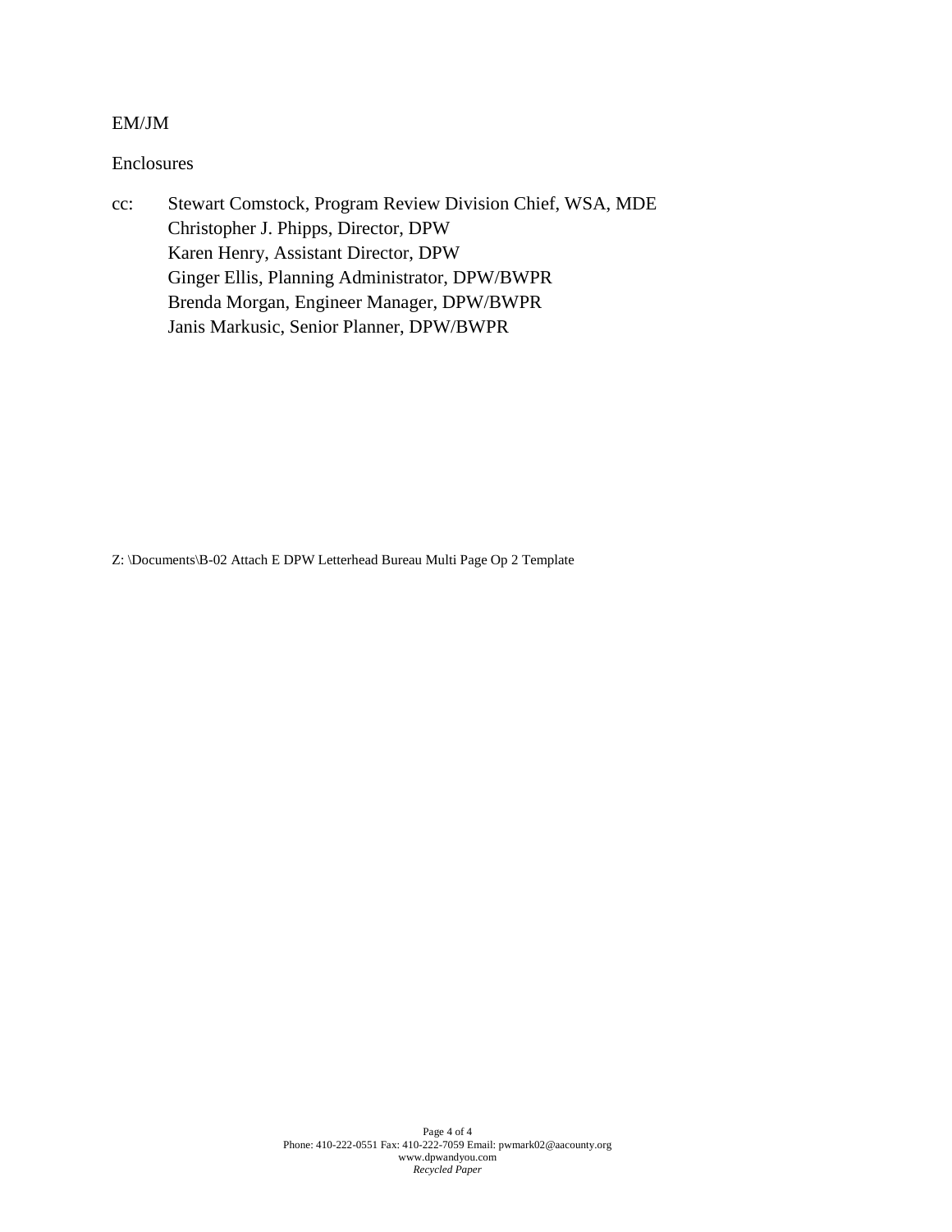EM/JM

Enclosures

cc: Stewart Comstock, Program Review Division Chief, WSA, MDE
Christopher J. Phipps, Director, DPW
Karen Henry, Assistant Director, DPW
Ginger Ellis, Planning Administrator, DPW/BWPR
Brenda Morgan, Engineer Manager, DPW/BWPR
Janis Markusic, Senior Planner, DPW/BWPR

Z: \Documents\B-02 Attach E DPW Letterhead Bureau Multi Page Op 2 Template